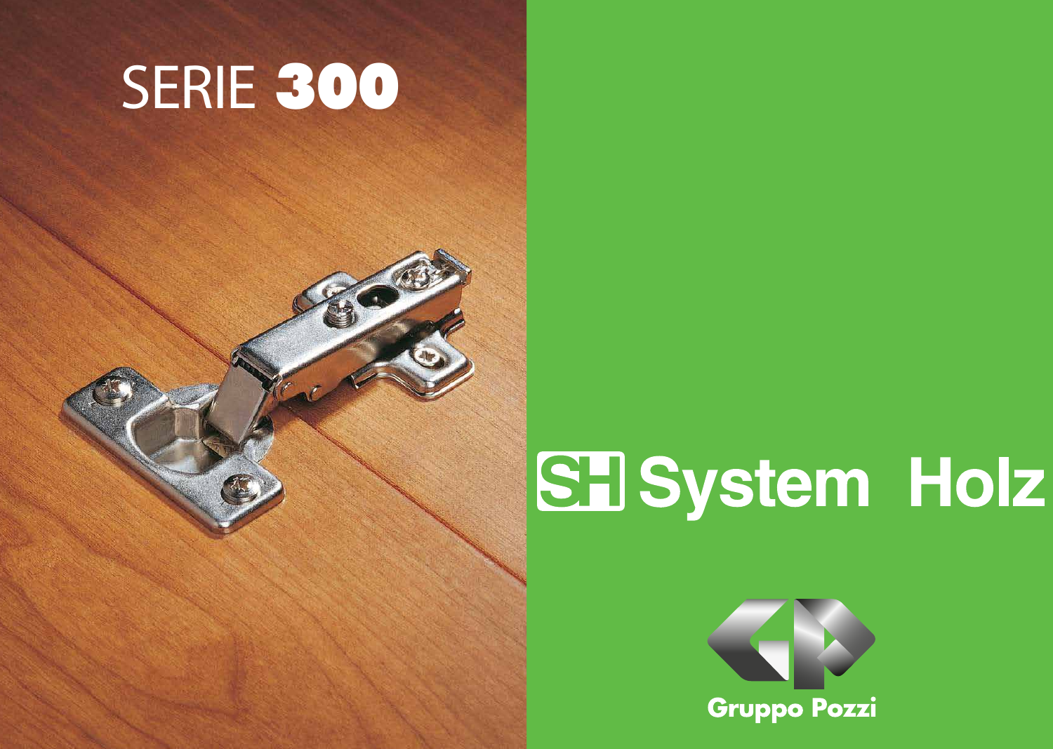# SERIE **300**

## SH System Holz

**Gruppo Pozzi**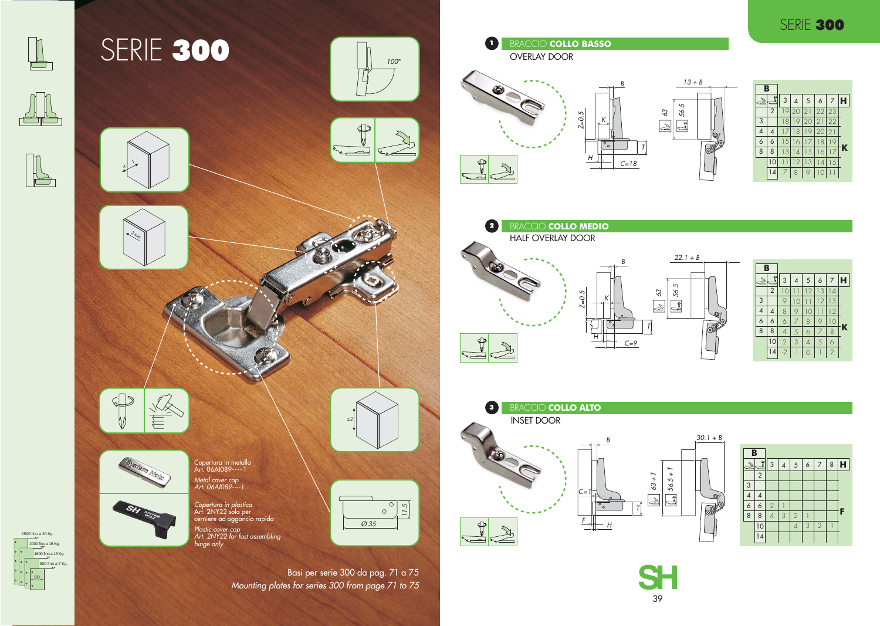# SERIE **300**

Copertura in metallo
Art. 06AI089----1

*Metal cover cap*
*Art. 06AI089----1*

Copertura in plastica
Art. 2NY22 solo per cerniere ad aggancio rapido

*Plastic cover cap*
*Art. 2NY22 for fast assembling hinge only*

Basi per serie 300 da pag. 71 a 75
*Mounting plates for series 300 from page 71 to 75*

2500 fino a 20 Kg.
2000 fino a 16 Kg.
1600 fino a 13 Kg.
900 fino a 7 Kg.
600

## 1 BRACCIO **COLLO BASSO**

OVERLAY DOOR

| B | | 3 | 4 | 5 | 6 | 7 | H |
|---|---|---|---|---|---|---|---|
| | 2 | 19 | 20 | 21 | 22 | 23 | |
| 3 | | 18 | 19 | 20 | 21 | 22 | |
| 4 | 4 | 17 | 18 | 19 | 20 | 21 | |
| 6 | 6 | 15 | 16 | 17 | 18 | 19 | K |
| 8 | 8 | 13 | 14 | 15 | 16 | 17 | |
| | 10 | 11 | 12 | 13 | 14 | 15 | |
| | 14 | 7 | 8 | 9 | 10 | 11 | |

## 2 BRACCIO **COLLO MEDIO**

HALF OVERLAY DOOR

| B | | 3 | 4 | 5 | 6 | 7 | H |
|---|---|---|---|---|---|---|---|
| | 2 | 10 | 11 | 12 | 13 | 14 | |
| 3 | | 9 | 10 | 11 | 12 | 13 | |
| 4 | 4 | 8 | 9 | 10 | 11 | 12 | |
| 6 | 6 | 6 | 7 | 8 | 9 | 10 | K |
| 8 | 8 | 4 | 5 | 6 | 7 | 8 | |
| | 10 | 2 | 3 | 4 | 5 | 6 | |
| | 14 | -2 | -1 | 0 | 1 | 2 | |

## 3 BRACCIO **COLLO ALTO**

INSET DOOR

| B | | 3 | 4 | 5 | 6 | 7 | 8 | H |
|---|---|---|---|---|---|---|---|---|
| | 2 | | | | | | | |
| 3 | | | | | | | | |
| 4 | 4 | | | | | | | |
| 6 | 6 | 2 | 1 | | | | | F |
| 8 | 8 | 4 | 3 | 2 | 1 | | | |
| | 10 | | | 4 | 3 | 2 | 1 | |
| | 14 | | | | | | | |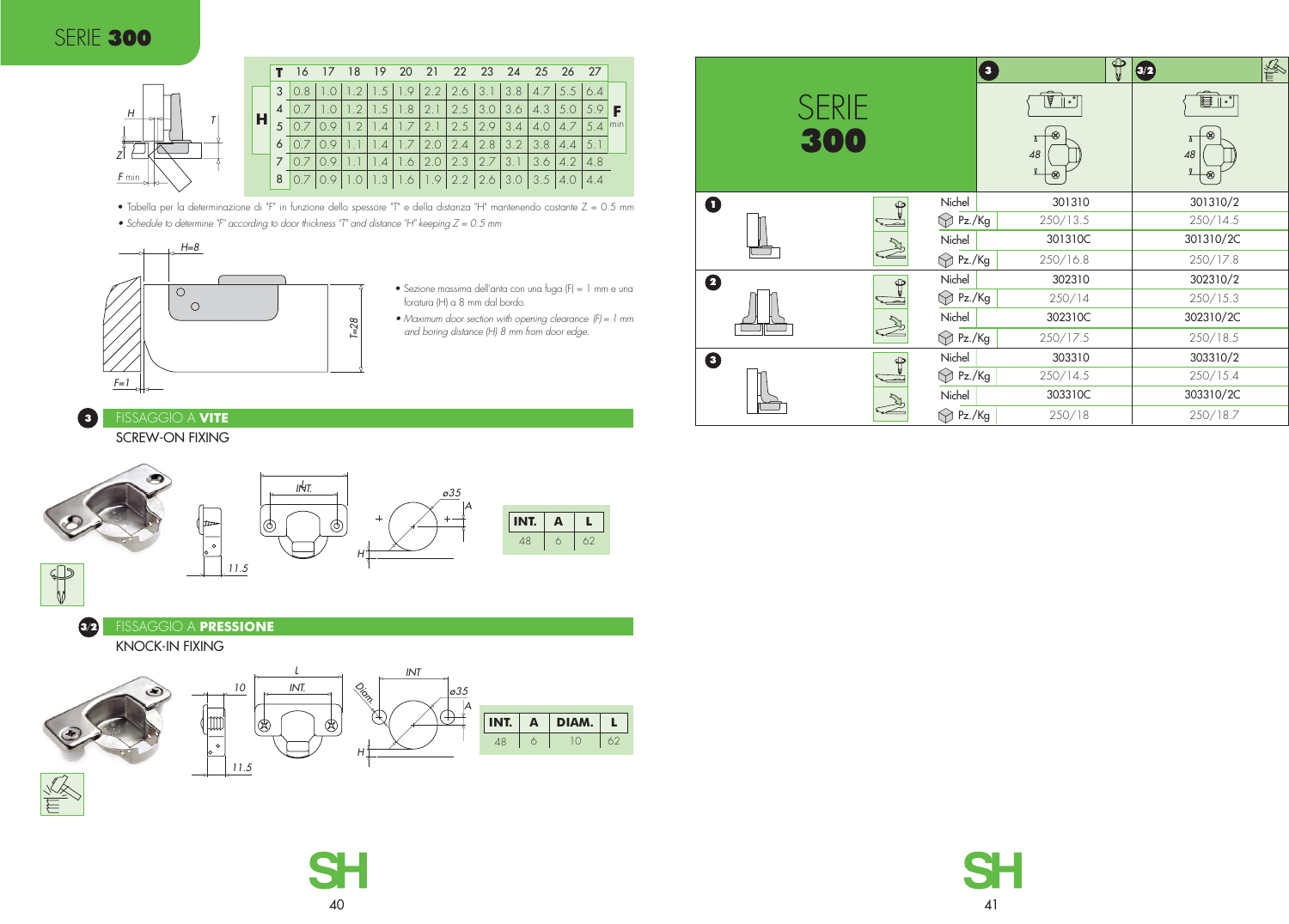# SERIE 300

| T | 16 | 17 | 18 | 19 | 20 | 21 | 22 | 23 | 24 | 25 | 26 | 27 |
|---|---|---|---|---|---|---|---|---|---|---|---|---|
| H 3 | 0.8 | 1.0 | 1.2 | 1.5 | 1.9 | 2.2 | 2.6 | 3.1 | 3.8 | 4.7 | 5.5 | 6.4 |
| H 4 | 0.7 | 1.0 | 1.2 | 1.5 | 1.8 | 2.1 | 2.5 | 3.0 | 3.6 | 4.3 | 5.0 | 5.9 |
| H 5 | 0.7 | 0.9 | 1.2 | 1.4 | 1.7 | 2.1 | 2.5 | 2.9 | 3.4 | 4.0 | 4.7 | 5.4 |
| H 6 | 0.7 | 0.9 | 1.1 | 1.4 | 1.7 | 2.0 | 2.4 | 2.8 | 3.2 | 3.8 | 4.4 | 5.1 |
| H 7 | 0.7 | 0.9 | 1.1 | 1.4 | 1.6 | 2.0 | 2.3 | 2.7 | 3.1 | 3.6 | 4.2 | 4.8 |
| H 8 | 0.7 | 0.9 | 1.0 | 1.3 | 1.6 | 1.9 | 2.2 | 2.6 | 3.0 | 3.5 | 4.0 | 4.4 |

F min

- Tabella per la determinazione di "F" in funzione dello spessore "T" e della distanza "H" mantenendo costante Z = 0.5 mm
- *Schedule to determine "F" according to door thickness "T" and distance "H" keeping Z = 0.5 mm*

H=8

T=28

F=1

- Sezione massima dell'anta con una fuga (F) = 1 mm e una foratura (H) a 8 mm dal bordo.
- *Maximum door section with opening clearance (F) = 1 mm and boring distance (H) 8 mm from door edge.*

## 3 FISSAGGIO A **VITE**

SCREW-ON FIXING

11.5

L INT.

ø35

A

H

| INT. | A | L |
|---|---|---|
| 48 | 6 | 62 |

## 3/2 FISSAGGIO A **PRESSIONE**

KNOCK-IN FIXING

10

11.5

L INT.

INT

Diam.

ø35

A

H

| INT. | A | DIAM. | L |
|---|---|---|---|
| 48 | 6 | 10 | 62 |

# SERIE **300**

| | | 3 (48) | 3/2 (48) |
|---|---|---|---|
| 1 | Nichel | 301310 | 301310/2 |
| | Pz./Kg | 250/13.5 | 250/14.5 |
| | Nichel | 301310C | 301310/2C |
| | Pz./Kg | 250/16.8 | 250/17.8 |
| 2 | Nichel | 302310 | 302310/2 |
| | Pz./Kg | 250/14 | 250/15.3 |
| | Nichel | 302310C | 302310/2C |
| | Pz./Kg | 250/17.5 | 250/18.5 |
| 3 | Nichel | 303310 | 303310/2 |
| | Pz./Kg | 250/14.5 | 250/15.4 |
| | Nichel | 303310C | 303310/2C |
| | Pz./Kg | 250/18 | 250/18.7 |